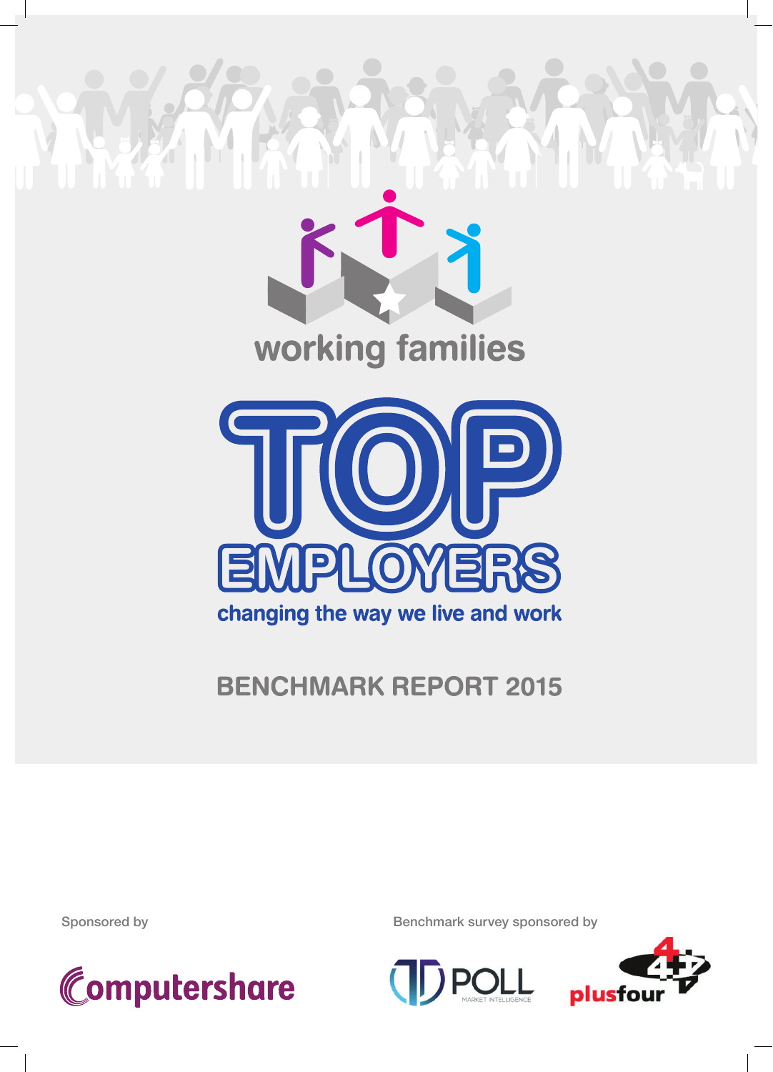working families

# TOP EMPLOYERS

changing the way we live and work

## BENCHMARK REPORT 2015

Sponsored by

Computershare

Benchmark survey sponsored by

POLL MARKET INTELLIGENCE

plusfour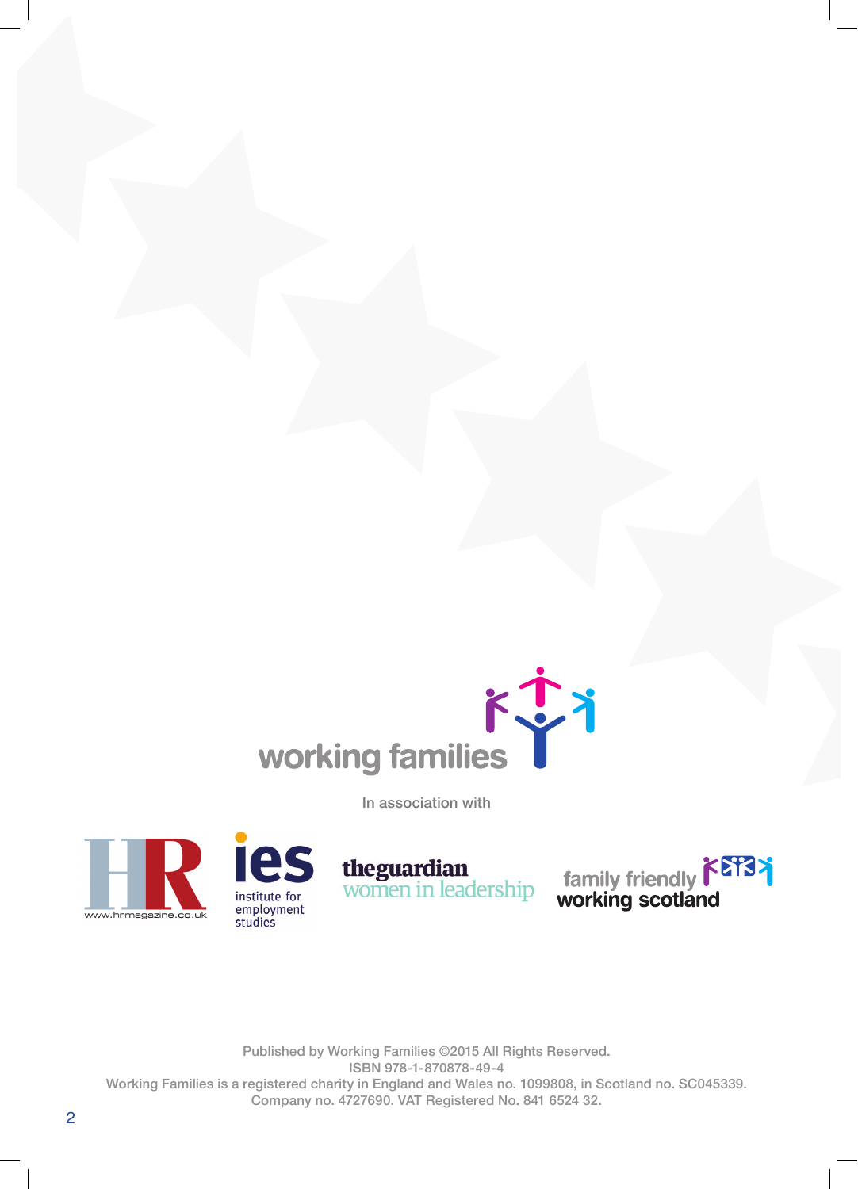working families

In association with

Published by Working Families ©2015 All Rights Reserved.
ISBN 978-1-870878-49-4
Working Families is a registered charity in England and Wales no. 1099808, in Scotland no. SC045339.
Company no. 4727690. VAT Registered No. 841 6524 32.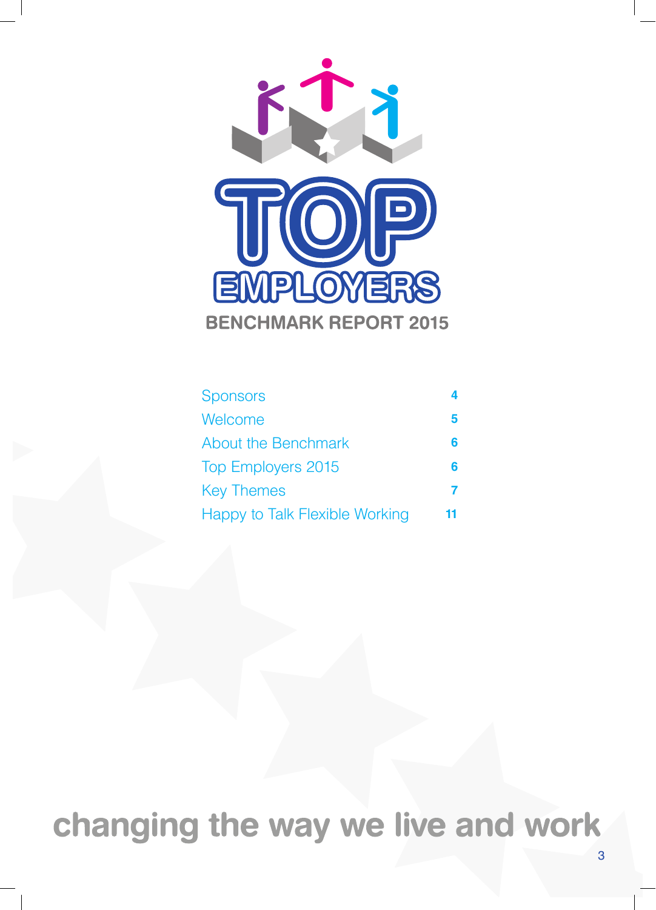# TOP EMPLOYERS

## BENCHMARK REPORT 2015

| | |
|---|---|
| Sponsors | 4 |
| Welcome | 5 |
| About the Benchmark | 6 |
| Top Employers 2015 | 6 |
| Key Themes | 7 |
| Happy to Talk Flexible Working | 11 |

**changing the way we live and work**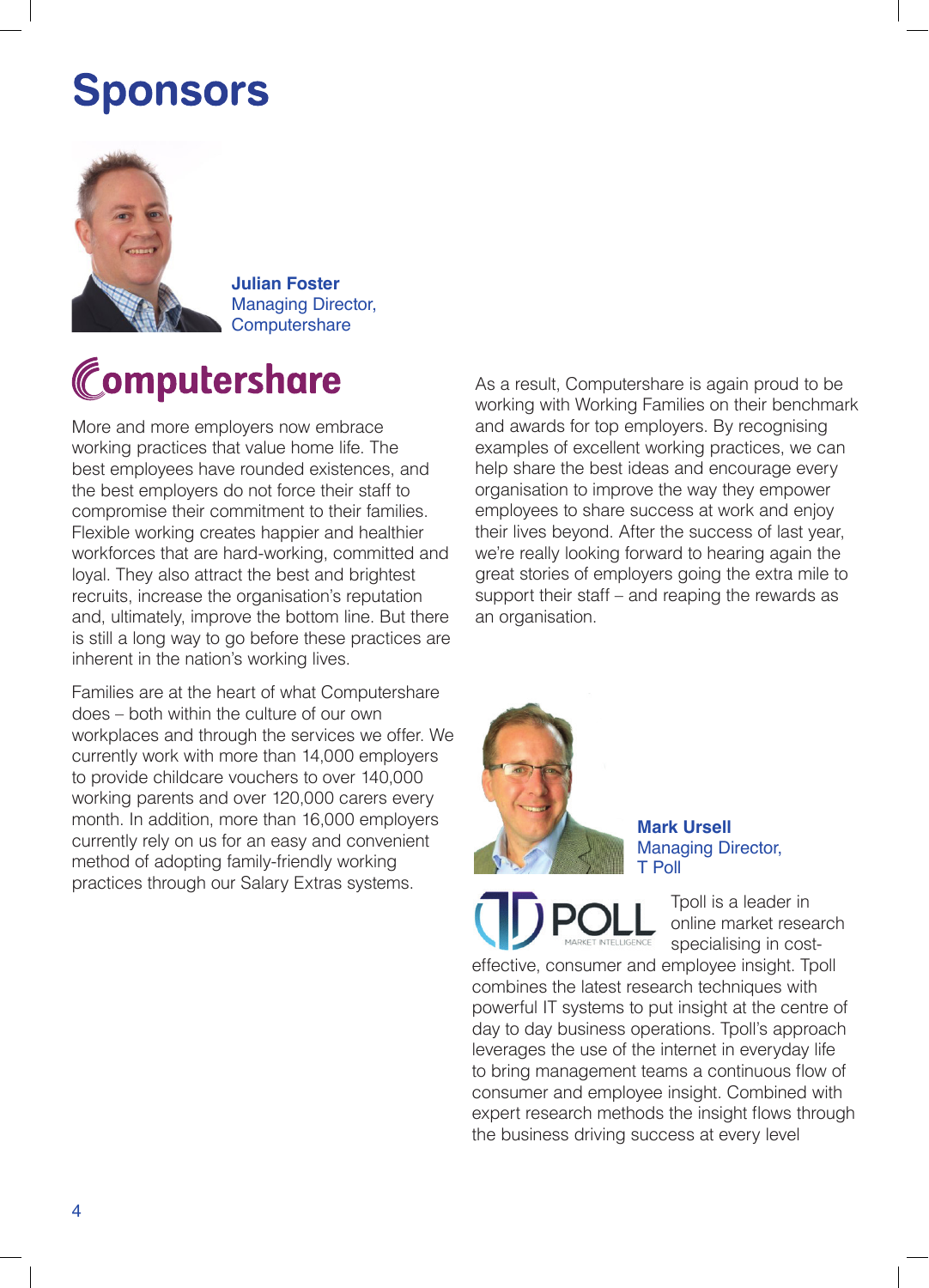# Sponsors

**Julian Foster**
Managing Director,
Computershare

## Computershare

More and more employers now embrace working practices that value home life. The best employees have rounded existences, and the best employers do not force their staff to compromise their commitment to their families. Flexible working creates happier and healthier workforces that are hard-working, committed and loyal. They also attract the best and brightest recruits, increase the organisation's reputation and, ultimately, improve the bottom line. But there is still a long way to go before these practices are inherent in the nation's working lives.

Families are at the heart of what Computershare does – both within the culture of our own workplaces and through the services we offer. We currently work with more than 14,000 employers to provide childcare vouchers to over 140,000 working parents and over 120,000 carers every month. In addition, more than 16,000 employers currently rely on us for an easy and convenient method of adopting family-friendly working practices through our Salary Extras systems.

As a result, Computershare is again proud to be working with Working Families on their benchmark and awards for top employers. By recognising examples of excellent working practices, we can help share the best ideas and encourage every organisation to improve the way they empower employees to share success at work and enjoy their lives beyond. After the success of last year, we're really looking forward to hearing again the great stories of employers going the extra mile to support their staff – and reaping the rewards as an organisation.

**Mark Ursell**
Managing Director,
T Poll

## TPOLL MARKET INTELLIGENCE

Tpoll is a leader in online market research specialising in cost-effective, consumer and employee insight. Tpoll combines the latest research techniques with powerful IT systems to put insight at the centre of day to day business operations. Tpoll's approach leverages the use of the internet in everyday life to bring management teams a continuous flow of consumer and employee insight. Combined with expert research methods the insight flows through the business driving success at every level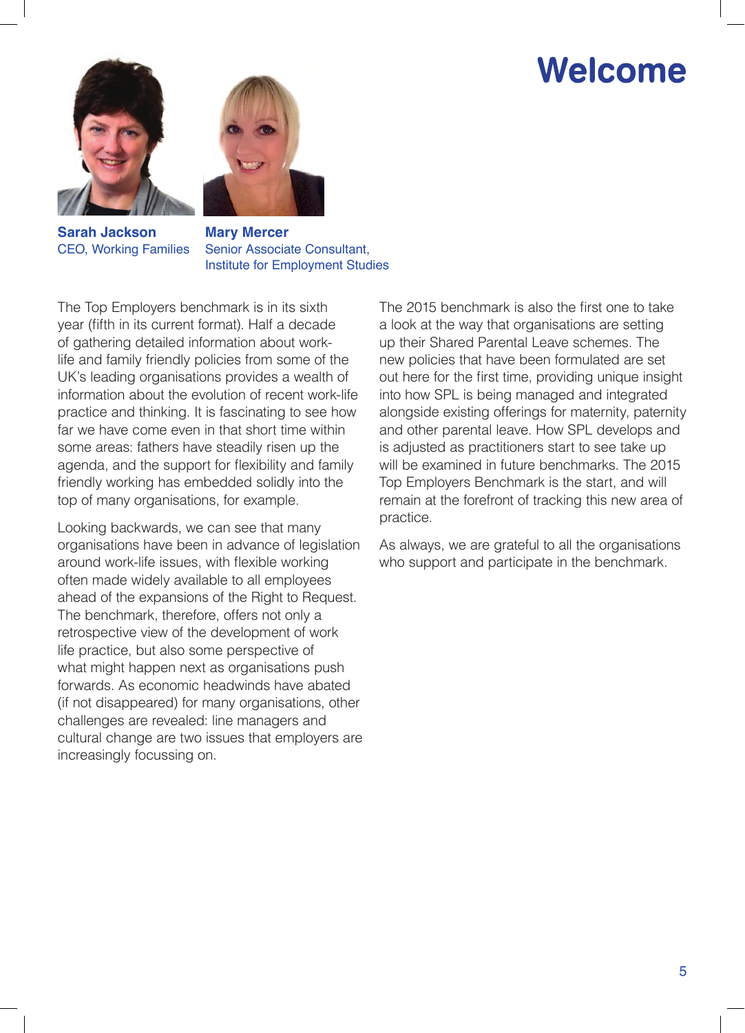# Welcome

**Sarah Jackson**
CEO, Working Families

**Mary Mercer**
Senior Associate Consultant, Institute for Employment Studies

The Top Employers benchmark is in its sixth year (fifth in its current format). Half a decade of gathering detailed information about work-life and family friendly policies from some of the UK's leading organisations provides a wealth of information about the evolution of recent work-life practice and thinking. It is fascinating to see how far we have come even in that short time within some areas: fathers have steadily risen up the agenda, and the support for flexibility and family friendly working has embedded solidly into the top of many organisations, for example.

Looking backwards, we can see that many organisations have been in advance of legislation around work-life issues, with flexible working often made widely available to all employees ahead of the expansions of the Right to Request. The benchmark, therefore, offers not only a retrospective view of the development of work life practice, but also some perspective of what might happen next as organisations push forwards. As economic headwinds have abated (if not disappeared) for many organisations, other challenges are revealed: line managers and cultural change are two issues that employers are increasingly focussing on.

The 2015 benchmark is also the first one to take a look at the way that organisations are setting up their Shared Parental Leave schemes. The new policies that have been formulated are set out here for the first time, providing unique insight into how SPL is being managed and integrated alongside existing offerings for maternity, paternity and other parental leave. How SPL develops and is adjusted as practitioners start to see take up will be examined in future benchmarks. The 2015 Top Employers Benchmark is the start, and will remain at the forefront of tracking this new area of practice.

As always, we are grateful to all the organisations who support and participate in the benchmark.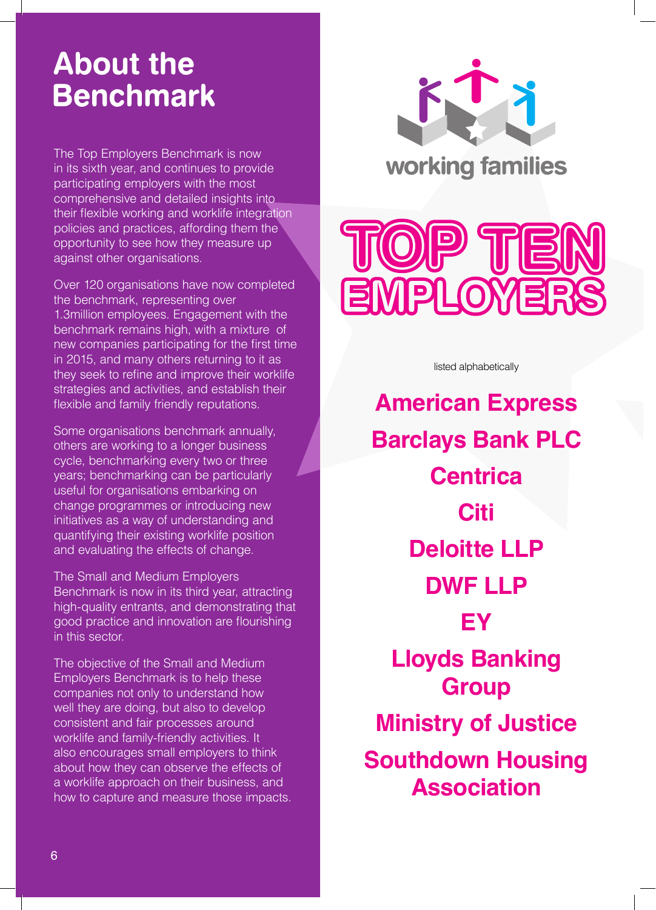# About the Benchmark

The Top Employers Benchmark is now in its sixth year, and continues to provide participating employers with the most comprehensive and detailed insights into their flexible working and worklife integration policies and practices, affording them the opportunity to see how they measure up against other organisations.

Over 120 organisations have now completed the benchmark, representing over 1.3million employees. Engagement with the benchmark remains high, with a mixture of new companies participating for the first time in 2015, and many others returning to it as they seek to refine and improve their worklife strategies and activities, and establish their flexible and family friendly reputations.

Some organisations benchmark annually, others are working to a longer business cycle, benchmarking every two or three years; benchmarking can be particularly useful for organisations embarking on change programmes or introducing new initiatives as a way of understanding and quantifying their existing worklife position and evaluating the effects of change.

The Small and Medium Employers Benchmark is now in its third year, attracting high-quality entrants, and demonstrating that good practice and innovation are flourishing in this sector.

The objective of the Small and Medium Employers Benchmark is to help these companies not only to understand how well they are doing, but also to develop consistent and fair processes around worklife and family-friendly activities. It also encourages small employers to think about how they can observe the effects of a worklife approach on their business, and how to capture and measure those impacts.

working families

# TOP TEN EMPLOYERS

listed alphabetically

**American Express**

**Barclays Bank PLC**

**Centrica**

**Citi**

**Deloitte LLP**

**DWF LLP**

**EY**

**Lloyds Banking Group**

**Ministry of Justice**

**Southdown Housing Association**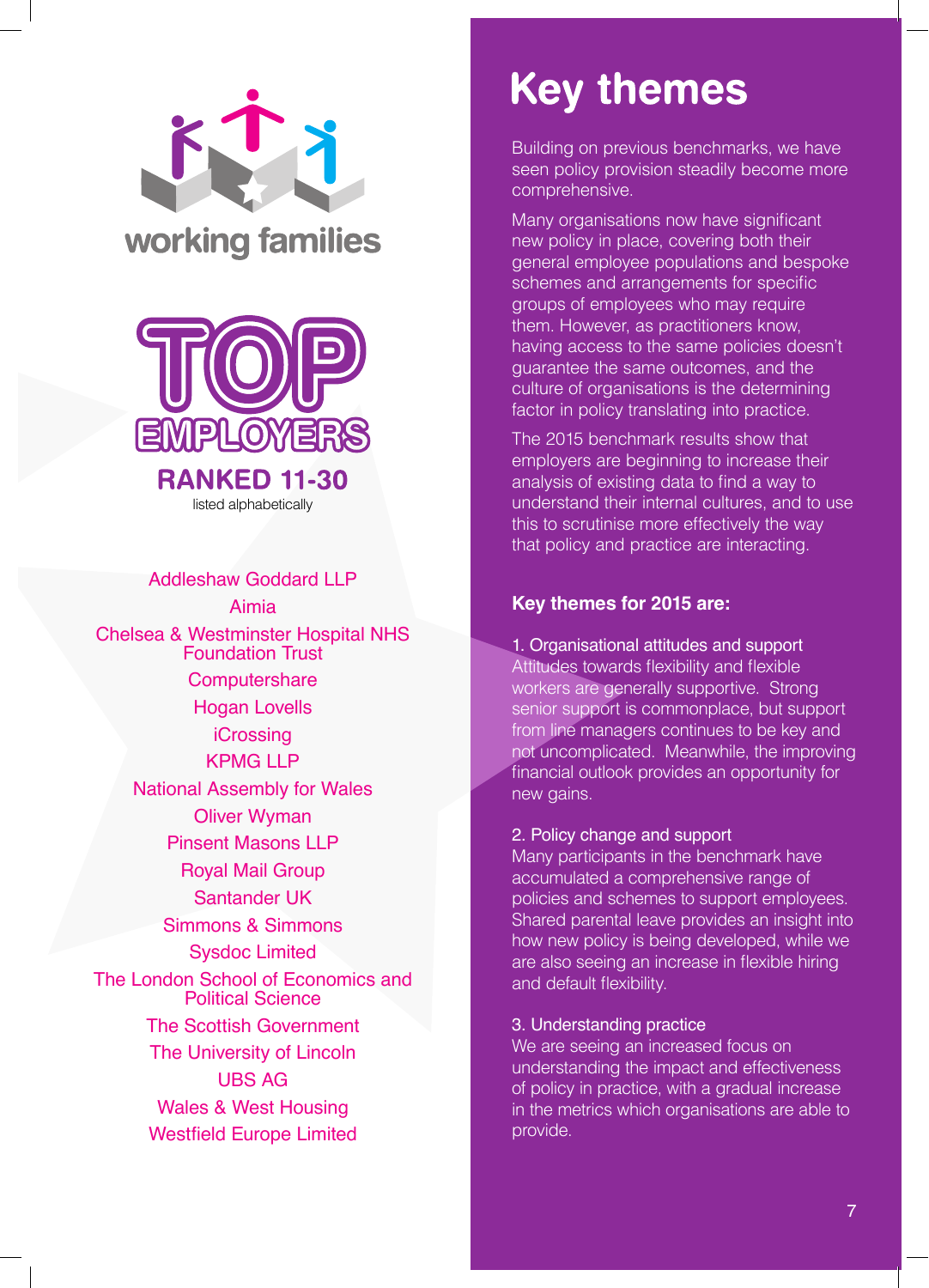working families

# TOP EMPLOYERS

## RANKED 11-30

listed alphabetically

Addleshaw Goddard LLP
Aimia
Chelsea & Westminster Hospital NHS Foundation Trust
Computershare
Hogan Lovells
iCrossing
KPMG LLP
National Assembly for Wales
Oliver Wyman
Pinsent Masons LLP
Royal Mail Group
Santander UK
Simmons & Simmons
Sysdoc Limited
The London School of Economics and Political Science
The Scottish Government
The University of Lincoln
UBS AG
Wales & West Housing
Westfield Europe Limited

# Key themes

Building on previous benchmarks, we have seen policy provision steadily become more comprehensive.

Many organisations now have significant new policy in place, covering both their general employee populations and bespoke schemes and arrangements for specific groups of employees who may require them. However, as practitioners know, having access to the same policies doesn't guarantee the same outcomes, and the culture of organisations is the determining factor in policy translating into practice.

The 2015 benchmark results show that employers are beginning to increase their analysis of existing data to find a way to understand their internal cultures, and to use this to scrutinise more effectively the way that policy and practice are interacting.

**Key themes for 2015 are:**

1. Organisational attitudes and support
Attitudes towards flexibility and flexible workers are generally supportive. Strong senior support is commonplace, but support from line managers continues to be key and not uncomplicated. Meanwhile, the improving financial outlook provides an opportunity for new gains.

2. Policy change and support
Many participants in the benchmark have accumulated a comprehensive range of policies and schemes to support employees. Shared parental leave provides an insight into how new policy is being developed, while we are also seeing an increase in flexible hiring and default flexibility.

3. Understanding practice
We are seeing an increased focus on understanding the impact and effectiveness of policy in practice, with a gradual increase in the metrics which organisations are able to provide.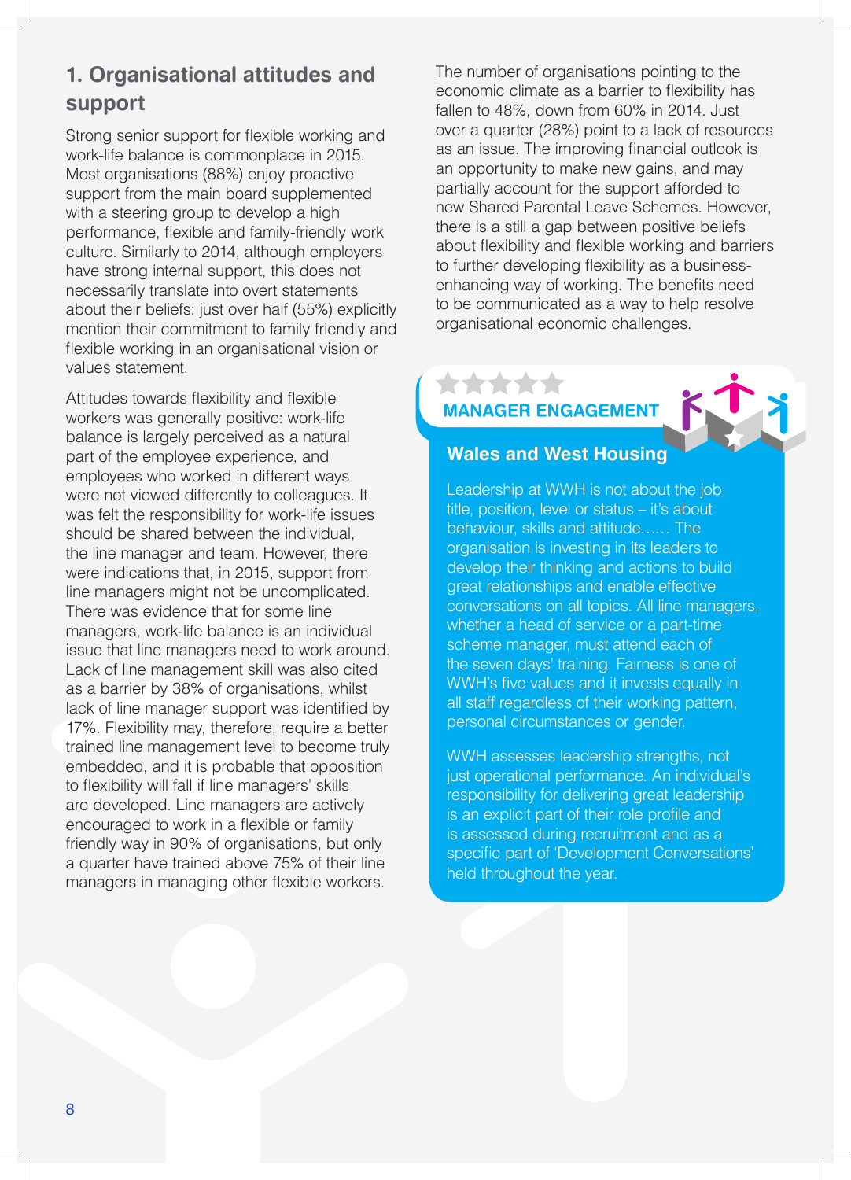## 1. Organisational attitudes and support

Strong senior support for flexible working and work-life balance is commonplace in 2015. Most organisations (88%) enjoy proactive support from the main board supplemented with a steering group to develop a high performance, flexible and family-friendly work culture. Similarly to 2014, although employers have strong internal support, this does not necessarily translate into overt statements about their beliefs: just over half (55%) explicitly mention their commitment to family friendly and flexible working in an organisational vision or values statement.

Attitudes towards flexibility and flexible workers was generally positive: work-life balance is largely perceived as a natural part of the employee experience, and employees who worked in different ways were not viewed differently to colleagues. It was felt the responsibility for work-life issues should be shared between the individual, the line manager and team. However, there were indications that, in 2015, support from line managers might not be uncomplicated. There was evidence that for some line managers, work-life balance is an individual issue that line managers need to work around. Lack of line management skill was also cited as a barrier by 38% of organisations, whilst lack of line manager support was identified by 17%. Flexibility may, therefore, require a better trained line management level to become truly embedded, and it is probable that opposition to flexibility will fall if line managers' skills are developed. Line managers are actively encouraged to work in a flexible or family friendly way in 90% of organisations, but only a quarter have trained above 75% of their line managers in managing other flexible workers.

The number of organisations pointing to the economic climate as a barrier to flexibility has fallen to 48%, down from 60% in 2014. Just over a quarter (28%) point to a lack of resources as an issue. The improving financial outlook is an opportunity to make new gains, and may partially account for the support afforded to new Shared Parental Leave Schemes. However, there is a still a gap between positive beliefs about flexibility and flexible working and barriers to further developing flexibility as a business-enhancing way of working. The benefits need to be communicated as a way to help resolve organisational economic challenges.

**MANAGER ENGAGEMENT**

### Wales and West Housing

Leadership at WWH is not about the job title, position, level or status – it's about behaviour, skills and attitude…… The organisation is investing in its leaders to develop their thinking and actions to build great relationships and enable effective conversations on all topics. All line managers, whether a head of service or a part-time scheme manager, must attend each of the seven days' training. Fairness is one of WWH's five values and it invests equally in all staff regardless of their working pattern, personal circumstances or gender.

WWH assesses leadership strengths, not just operational performance. An individual's responsibility for delivering great leadership is an explicit part of their role profile and is assessed during recruitment and as a specific part of 'Development Conversations' held throughout the year.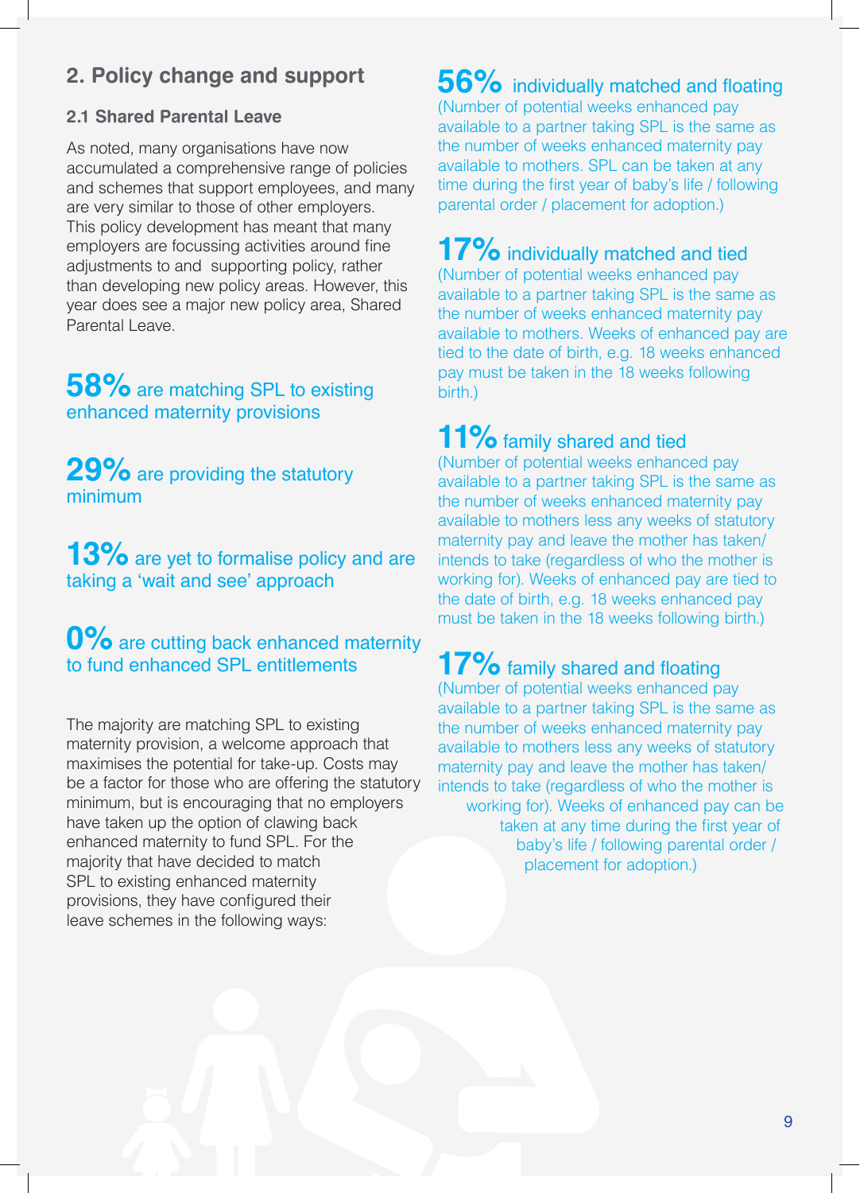## 2. Policy change and support

### 2.1 Shared Parental Leave

As noted, many organisations have now accumulated a comprehensive range of policies and schemes that support employees, and many are very similar to those of other employers. This policy development has meant that many employers are focussing activities around fine adjustments to and supporting policy, rather than developing new policy areas. However, this year does see a major new policy area, Shared Parental Leave.

**58%** are matching SPL to existing enhanced maternity provisions

**29%** are providing the statutory minimum

**13%** are yet to formalise policy and are taking a 'wait and see' approach

**0%** are cutting back enhanced maternity to fund enhanced SPL entitlements

The majority are matching SPL to existing maternity provision, a welcome approach that maximises the potential for take-up. Costs may be a factor for those who are offering the statutory minimum, but is encouraging that no employers have taken up the option of clawing back enhanced maternity to fund SPL. For the majority that have decided to match SPL to existing enhanced maternity provisions, they have configured their leave schemes in the following ways:

**56%** individually matched and floating
(Number of potential weeks enhanced pay available to a partner taking SPL is the same as the number of weeks enhanced maternity pay available to mothers. SPL can be taken at any time during the first year of baby's life / following parental order / placement for adoption.)

**17%** individually matched and tied
(Number of potential weeks enhanced pay available to a partner taking SPL is the same as the number of weeks enhanced maternity pay available to mothers. Weeks of enhanced pay are tied to the date of birth, e.g. 18 weeks enhanced pay must be taken in the 18 weeks following birth.)

**11%** family shared and tied
(Number of potential weeks enhanced pay available to a partner taking SPL is the same as the number of weeks enhanced maternity pay available to mothers less any weeks of statutory maternity pay and leave the mother has taken/ intends to take (regardless of who the mother is working for). Weeks of enhanced pay are tied to the date of birth, e.g. 18 weeks enhanced pay must be taken in the 18 weeks following birth.)

**17%** family shared and floating
(Number of potential weeks enhanced pay available to a partner taking SPL is the same as the number of weeks enhanced maternity pay available to mothers less any weeks of statutory maternity pay and leave the mother has taken/ intends to take (regardless of who the mother is working for). Weeks of enhanced pay can be taken at any time during the first year of baby's life / following parental order / placement for adoption.)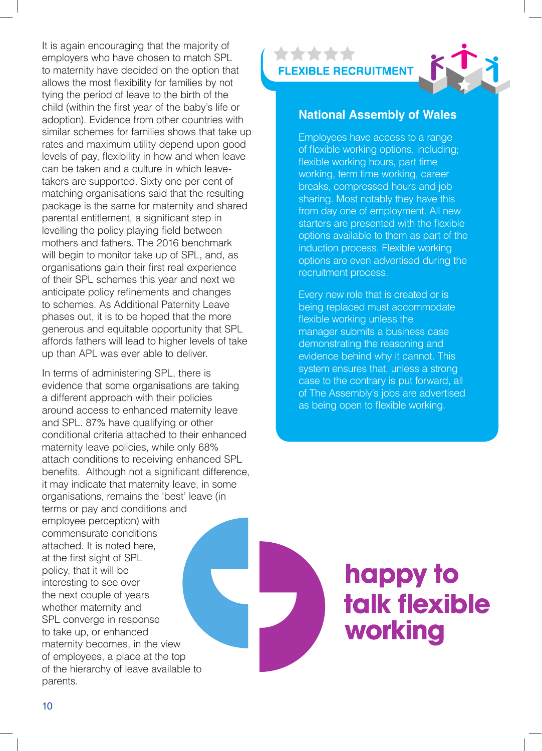It is again encouraging that the majority of employers who have chosen to match SPL to maternity have decided on the option that allows the most flexibility for families by not tying the period of leave to the birth of the child (within the first year of the baby's life or adoption). Evidence from other countries with similar schemes for families shows that take up rates and maximum utility depend upon good levels of pay, flexibility in how and when leave can be taken and a culture in which leave-takers are supported. Sixty one per cent of matching organisations said that the resulting package is the same for maternity and shared parental entitlement, a significant step in levelling the policy playing field between mothers and fathers. The 2016 benchmark will begin to monitor take up of SPL, and, as organisations gain their first real experience of their SPL schemes this year and next we anticipate policy refinements and changes to schemes. As Additional Paternity Leave phases out, it is to be hoped that the more generous and equitable opportunity that SPL affords fathers will lead to higher levels of take up than APL was ever able to deliver.

In terms of administering SPL, there is evidence that some organisations are taking a different approach with their policies around access to enhanced maternity leave and SPL. 87% have qualifying or other conditional criteria attached to their enhanced maternity leave policies, while only 68% attach conditions to receiving enhanced SPL benefits. Although not a significant difference, it may indicate that maternity leave, in some organisations, remains the 'best' leave (in terms or pay and conditions and employee perception) with commensurate conditions attached. It is noted here, at the first sight of SPL policy, that it will be interesting to see over the next couple of years whether maternity and SPL converge in response to take up, or enhanced maternity becomes, in the view of employees, a place at the top of the hierarchy of leave available to parents.

**FLEXIBLE RECRUITMENT**

### National Assembly of Wales

Employees have access to a range of flexible working options, including; flexible working hours, part time working, term time working, career breaks, compressed hours and job sharing. Most notably they have this from day one of employment. All new starters are presented with the flexible options available to them as part of the induction process. Flexible working options are even advertised during the recruitment process.

Every new role that is created or is being replaced must accommodate flexible working unless the manager submits a business case demonstrating the reasoning and evidence behind why it cannot. This system ensures that, unless a strong case to the contrary is put forward, all of The Assembly's jobs are advertised as being open to flexible working.

**happy to talk flexible working**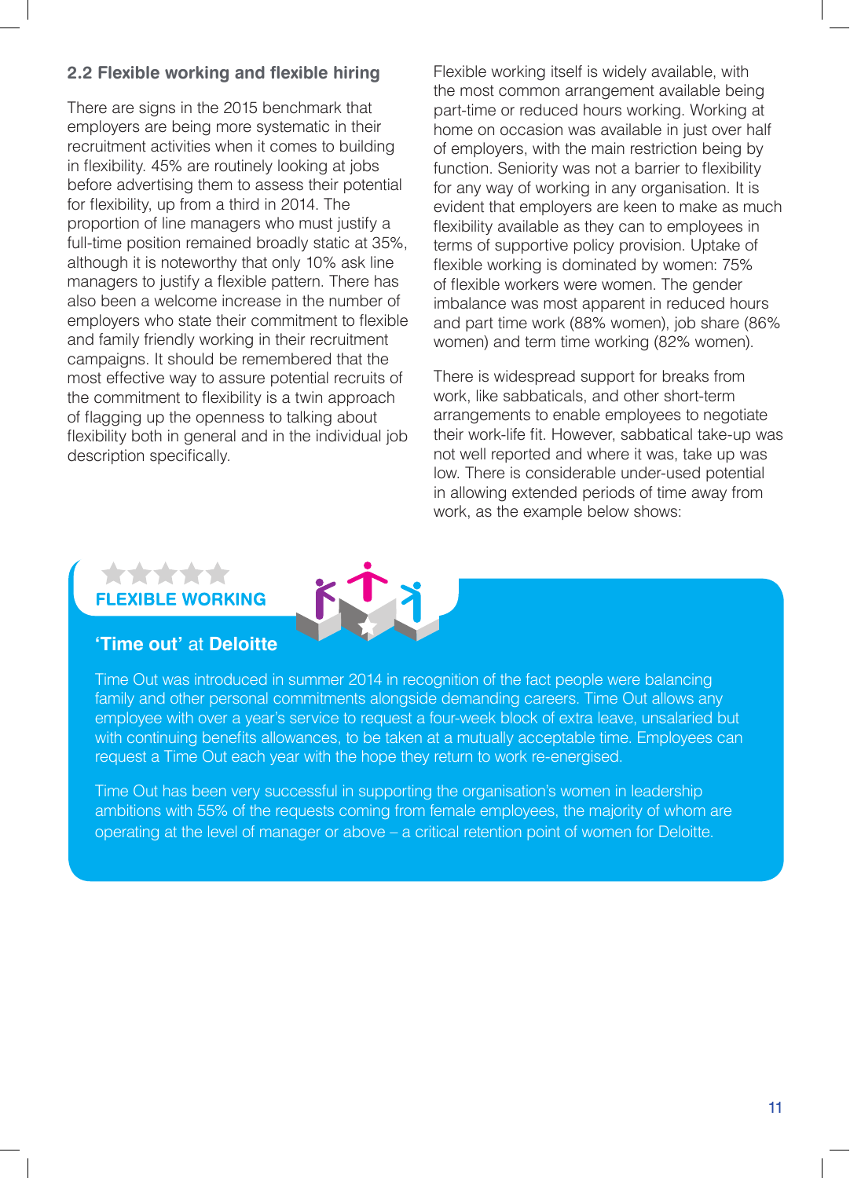## 2.2 Flexible working and flexible hiring

There are signs in the 2015 benchmark that employers are being more systematic in their recruitment activities when it comes to building in flexibility. 45% are routinely looking at jobs before advertising them to assess their potential for flexibility, up from a third in 2014. The proportion of line managers who must justify a full-time position remained broadly static at 35%, although it is noteworthy that only 10% ask line managers to justify a flexible pattern. There has also been a welcome increase in the number of employers who state their commitment to flexible and family friendly working in their recruitment campaigns. It should be remembered that the most effective way to assure potential recruits of the commitment to flexibility is a twin approach of flagging up the openness to talking about flexibility both in general and in the individual job description specifically.

Flexible working itself is widely available, with the most common arrangement available being part-time or reduced hours working. Working at home on occasion was available in just over half of employers, with the main restriction being by function. Seniority was not a barrier to flexibility for any way of working in any organisation. It is evident that employers are keen to make as much flexibility available as they can to employees in terms of supportive policy provision. Uptake of flexible working is dominated by women: 75% of flexible workers were women. The gender imbalance was most apparent in reduced hours and part time work (88% women), job share (86% women) and term time working (82% women).

There is widespread support for breaks from work, like sabbaticals, and other short-term arrangements to enable employees to negotiate their work-life fit. However, sabbatical take-up was not well reported and where it was, take up was low. There is considerable under-used potential in allowing extended periods of time away from work, as the example below shows:

**FLEXIBLE WORKING**

### 'Time out' at Deloitte

Time Out was introduced in summer 2014 in recognition of the fact people were balancing family and other personal commitments alongside demanding careers. Time Out allows any employee with over a year's service to request a four-week block of extra leave, unsalaried but with continuing benefits allowances, to be taken at a mutually acceptable time. Employees can request a Time Out each year with the hope they return to work re-energised.

Time Out has been very successful in supporting the organisation's women in leadership ambitions with 55% of the requests coming from female employees, the majority of whom are operating at the level of manager or above – a critical retention point of women for Deloitte.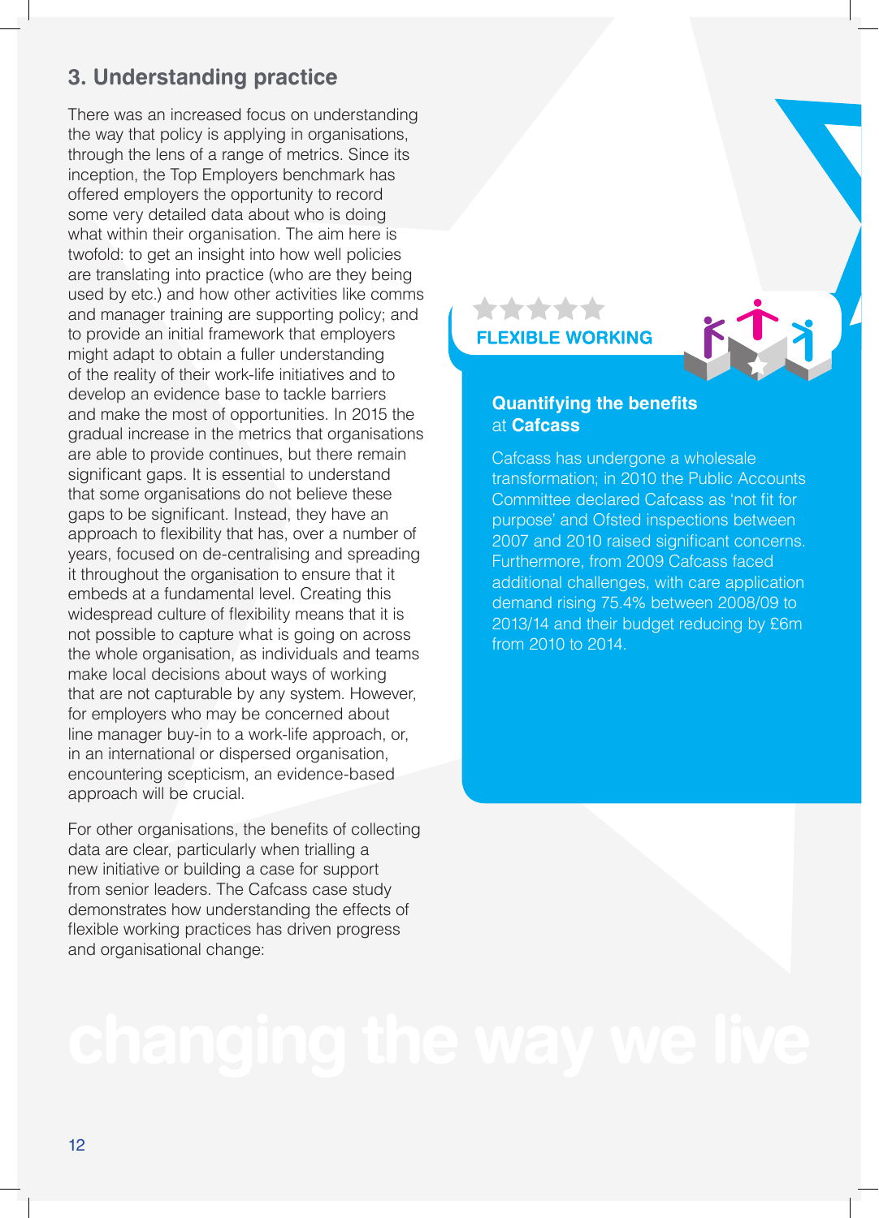## 3. Understanding practice

There was an increased focus on understanding the way that policy is applying in organisations, through the lens of a range of metrics. Since its inception, the Top Employers benchmark has offered employers the opportunity to record some very detailed data about who is doing what within their organisation. The aim here is twofold: to get an insight into how well policies are translating into practice (who are they being used by etc.) and how other activities like comms and manager training are supporting policy; and to provide an initial framework that employers might adapt to obtain a fuller understanding of the reality of their work-life initiatives and to develop an evidence base to tackle barriers and make the most of opportunities. In 2015 the gradual increase in the metrics that organisations are able to provide continues, but there remain significant gaps. It is essential to understand that some organisations do not believe these gaps to be significant. Instead, they have an approach to flexibility that has, over a number of years, focused on de-centralising and spreading it throughout the organisation to ensure that it embeds at a fundamental level. Creating this widespread culture of flexibility means that it is not possible to capture what is going on across the whole organisation, as individuals and teams make local decisions about ways of working that are not capturable by any system. However, for employers who may be concerned about line manager buy-in to a work-life approach, or, in an international or dispersed organisation, encountering scepticism, an evidence-based approach will be crucial.

For other organisations, the benefits of collecting data are clear, particularly when trialling a new initiative or building a case for support from senior leaders. The Cafcass case study demonstrates how understanding the effects of flexible working practices has driven progress and organisational change:

**FLEXIBLE WORKING**

### Quantifying the benefits at Cafcass

Cafcass has undergone a wholesale transformation; in 2010 the Public Accounts Committee declared Cafcass as 'not fit for purpose' and Ofsted inspections between 2007 and 2010 raised significant concerns. Furthermore, from 2009 Cafcass faced additional challenges, with care application demand rising 75.4% between 2008/09 to 2013/14 and their budget reducing by £6m from 2010 to 2014.

changing the way we live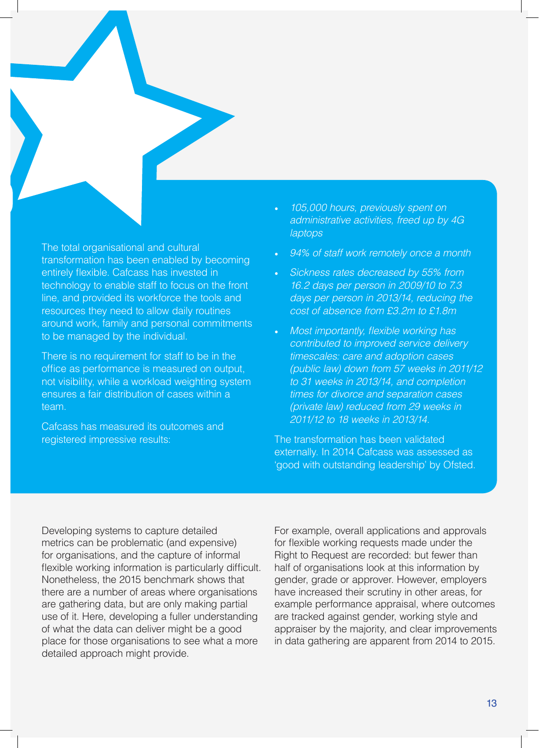The total organisational and cultural transformation has been enabled by becoming entirely flexible. Cafcass has invested in technology to enable staff to focus on the front line, and provided its workforce the tools and resources they need to allow daily routines around work, family and personal commitments to be managed by the individual.

There is no requirement for staff to be in the office as performance is measured on output, not visibility, while a workload weighting system ensures a fair distribution of cases within a team.

Cafcass has measured its outcomes and registered impressive results:

- *105,000 hours, previously spent on administrative activities, freed up by 4G laptops*
- *94% of staff work remotely once a month*
- *Sickness rates decreased by 55% from 16.2 days per person in 2009/10 to 7.3 days per person in 2013/14, reducing the cost of absence from £3.2m to £1.8m*
- *Most importantly, flexible working has contributed to improved service delivery timescales: care and adoption cases (public law) down from 57 weeks in 2011/12 to 31 weeks in 2013/14, and completion times for divorce and separation cases (private law) reduced from 29 weeks in 2011/12 to 18 weeks in 2013/14.*

The transformation has been validated externally. In 2014 Cafcass was assessed as 'good with outstanding leadership' by Ofsted.

Developing systems to capture detailed metrics can be problematic (and expensive) for organisations, and the capture of informal flexible working information is particularly difficult. Nonetheless, the 2015 benchmark shows that there are a number of areas where organisations are gathering data, but are only making partial use of it. Here, developing a fuller understanding of what the data can deliver might be a good place for those organisations to see what a more detailed approach might provide.

For example, overall applications and approvals for flexible working requests made under the Right to Request are recorded: but fewer than half of organisations look at this information by gender, grade or approver. However, employers have increased their scrutiny in other areas, for example performance appraisal, where outcomes are tracked against gender, working style and appraiser by the majority, and clear improvements in data gathering are apparent from 2014 to 2015.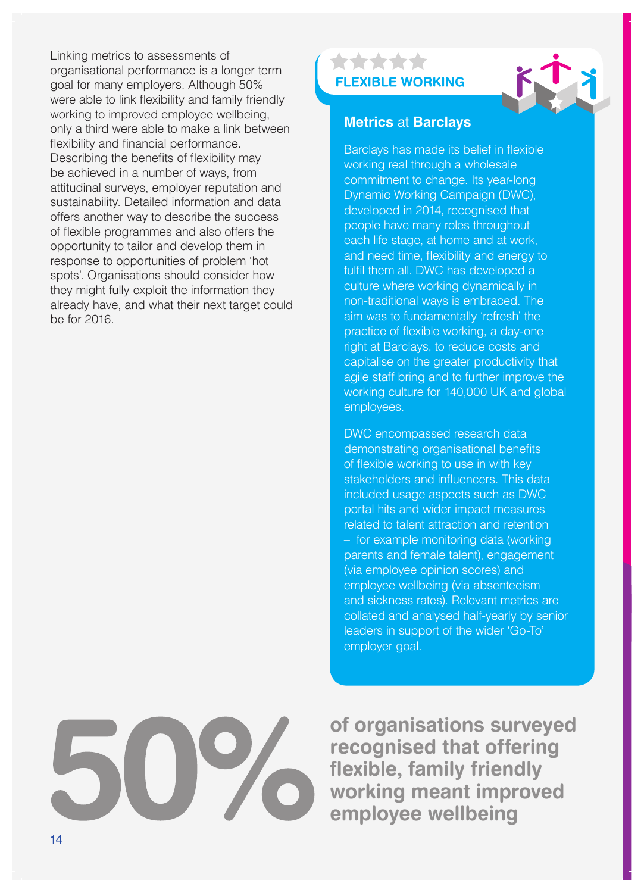Linking metrics to assessments of organisational performance is a longer term goal for many employers. Although 50% were able to link flexibility and family friendly working to improved employee wellbeing, only a third were able to make a link between flexibility and financial performance. Describing the benefits of flexibility may be achieved in a number of ways, from attitudinal surveys, employer reputation and sustainability. Detailed information and data offers another way to describe the success of flexible programmes and also offers the opportunity to tailor and develop them in response to opportunities of problem 'hot spots'. Organisations should consider how they might fully exploit the information they already have, and what their next target could be for 2016.

**FLEXIBLE WORKING**

### Metrics at Barclays

Barclays has made its belief in flexible working real through a wholesale commitment to change. Its year-long Dynamic Working Campaign (DWC), developed in 2014, recognised that people have many roles throughout each life stage, at home and at work, and need time, flexibility and energy to fulfil them all. DWC has developed a culture where working dynamically in non-traditional ways is embraced. The aim was to fundamentally 'refresh' the practice of flexible working, a day-one right at Barclays, to reduce costs and capitalise on the greater productivity that agile staff bring and to further improve the working culture for 140,000 UK and global employees.

DWC encompassed research data demonstrating organisational benefits of flexible working to use in with key stakeholders and influencers. This data included usage aspects such as DWC portal hits and wider impact measures related to talent attraction and retention – for example monitoring data (working parents and female talent), engagement (via employee opinion scores) and employee wellbeing (via absenteeism and sickness rates). Relevant metrics are collated and analysed half-yearly by senior leaders in support of the wider 'Go-To' employer goal.

**50%** **of organisations surveyed recognised that offering flexible, family friendly working meant improved employee wellbeing**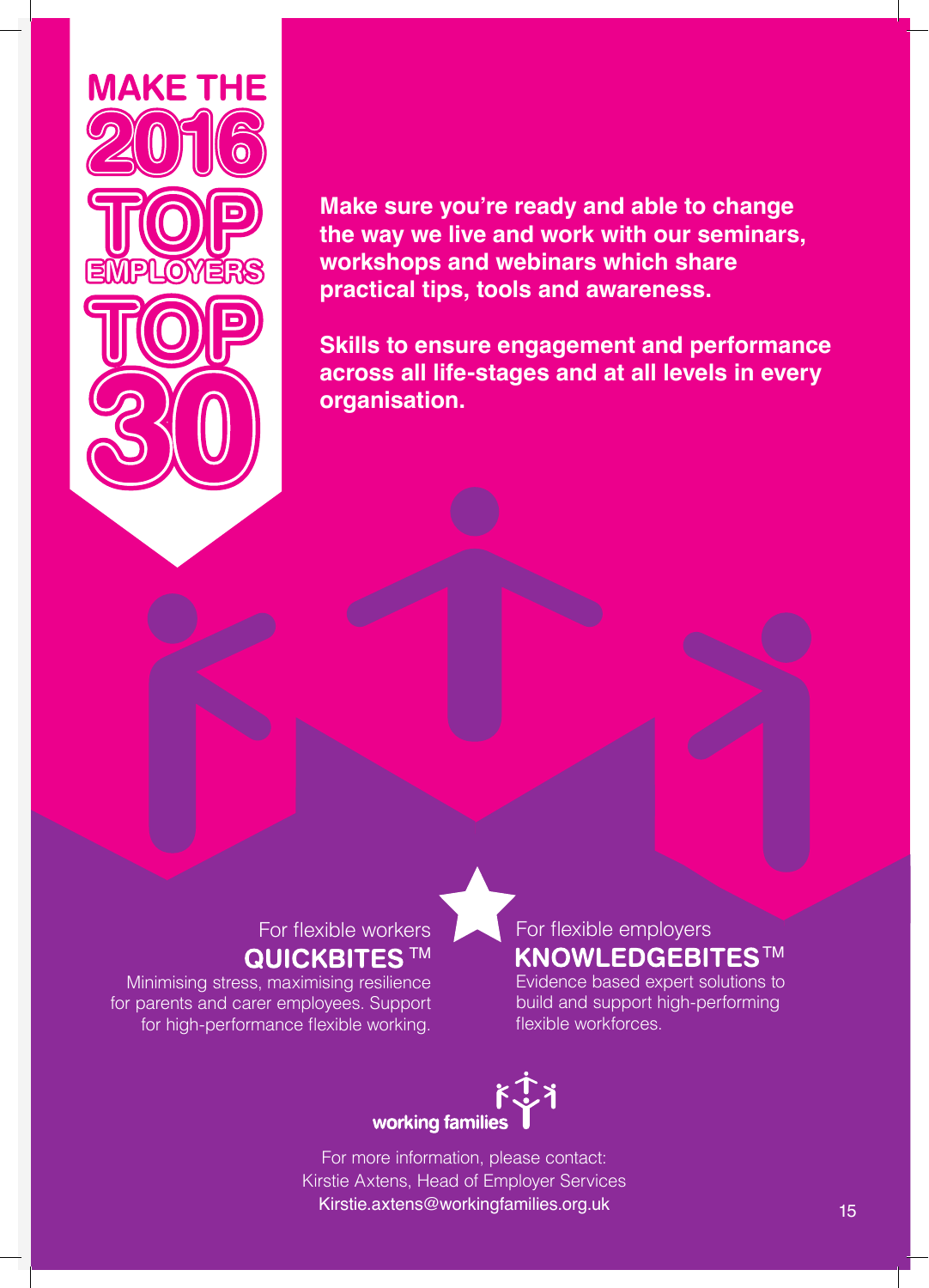# MAKE THE 2016 TOP EMPLOYERS TOP 30

**Make sure you're ready and able to change the way we live and work with our seminars, workshops and webinars which share practical tips, tools and awareness.**

**Skills to ensure engagement and performance across all life-stages and at all levels in every organisation.**

For flexible workers

**QUICKBITES™**

Minimising stress, maximising resilience for parents and carer employees. Support for high-performance flexible working.

For flexible employers

**KNOWLEDGEBITES™**

Evidence based expert solutions to build and support high-performing flexible workforces.

working families

For more information, please contact:
Kirstie Axtens, Head of Employer Services
Kirstie.axtens@workingfamilies.org.uk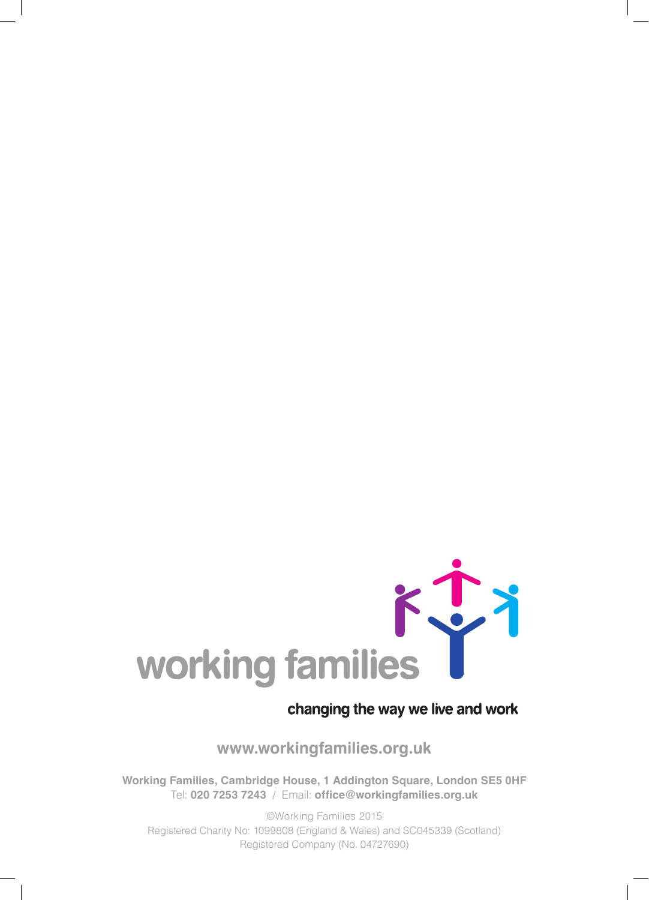working families

changing the way we live and work

**www.workingfamilies.org.uk**

**Working Families, Cambridge House, 1 Addington Square, London SE5 0HF**
Tel: **020 7253 7243** / Email: **office@workingfamilies.org.uk**

©Working Families 2015
Registered Charity No: 1099808 (England & Wales) and SC045339 (Scotland)
Registered Company (No. 04727690)